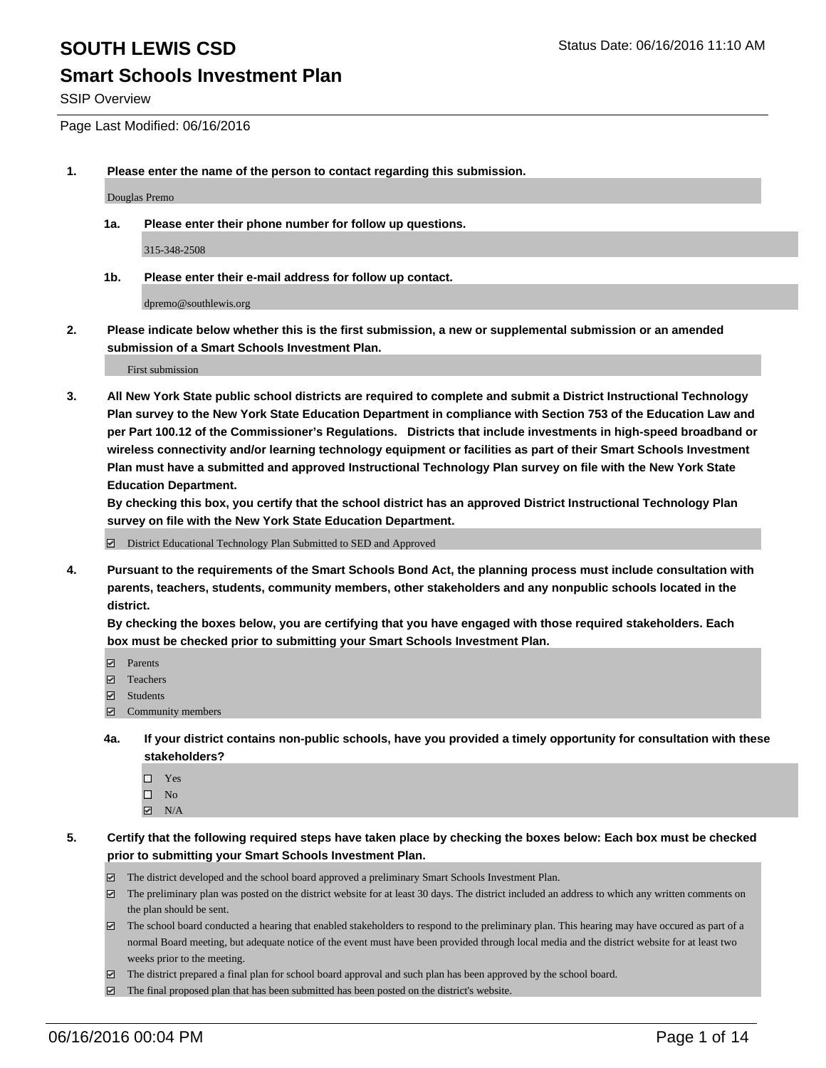# SOUTH LEWIS CSD

Status Date: 06/16/2016 11:10 AM

## Smart Schools Investment Plan

SSIP Overview

Page Last Modified: 06/16/2016

1. **Please enter the name of the person to contact regarding this submission.**

   Douglas Premo

   1a. **Please enter their phone number for follow up questions.**

   315-348-2508

   1b. **Please enter their e-mail address for follow up contact.**

   dpremo@southlewis.org

2. **Please indicate below whether this is the first submission, a new or supplemental submission or an amended submission of a Smart Schools Investment Plan.**

   First submission

3. **All New York State public school districts are required to complete and submit a District Instructional Technology Plan survey to the New York State Education Department in compliance with Section 753 of the Education Law and per Part 100.12 of the Commissioner's Regulations. Districts that include investments in high-speed broadband or wireless connectivity and/or learning technology equipment or facilities as part of their Smart Schools Investment Plan must have a submitted and approved Instructional Technology Plan survey on file with the New York State Education Department.**
   **By checking this box, you certify that the school district has an approved District Instructional Technology Plan survey on file with the New York State Education Department.**

   - [x] District Educational Technology Plan Submitted to SED and Approved

4. **Pursuant to the requirements of the Smart Schools Bond Act, the planning process must include consultation with parents, teachers, students, community members, other stakeholders and any nonpublic schools located in the district.**
   **By checking the boxes below, you are certifying that you have engaged with those required stakeholders. Each box must be checked prior to submitting your Smart Schools Investment Plan.**

   - [x] Parents
   - [x] Teachers
   - [x] Students
   - [x] Community members

   4a. **If your district contains non-public schools, have you provided a timely opportunity for consultation with these stakeholders?**

   - [ ] Yes
   - [ ] No
   - [x] N/A

5. **Certify that the following required steps have taken place by checking the boxes below: Each box must be checked prior to submitting your Smart Schools Investment Plan.**

   - [x] The district developed and the school board approved a preliminary Smart Schools Investment Plan.
   - [x] The preliminary plan was posted on the district website for at least 30 days. The district included an address to which any written comments on the plan should be sent.
   - [x] The school board conducted a hearing that enabled stakeholders to respond to the preliminary plan. This hearing may have occured as part of a normal Board meeting, but adequate notice of the event must have been provided through local media and the district website for at least two weeks prior to the meeting.
   - [x] The district prepared a final plan for school board approval and such plan has been approved by the school board.
   - [x] The final proposed plan that has been submitted has been posted on the district's website.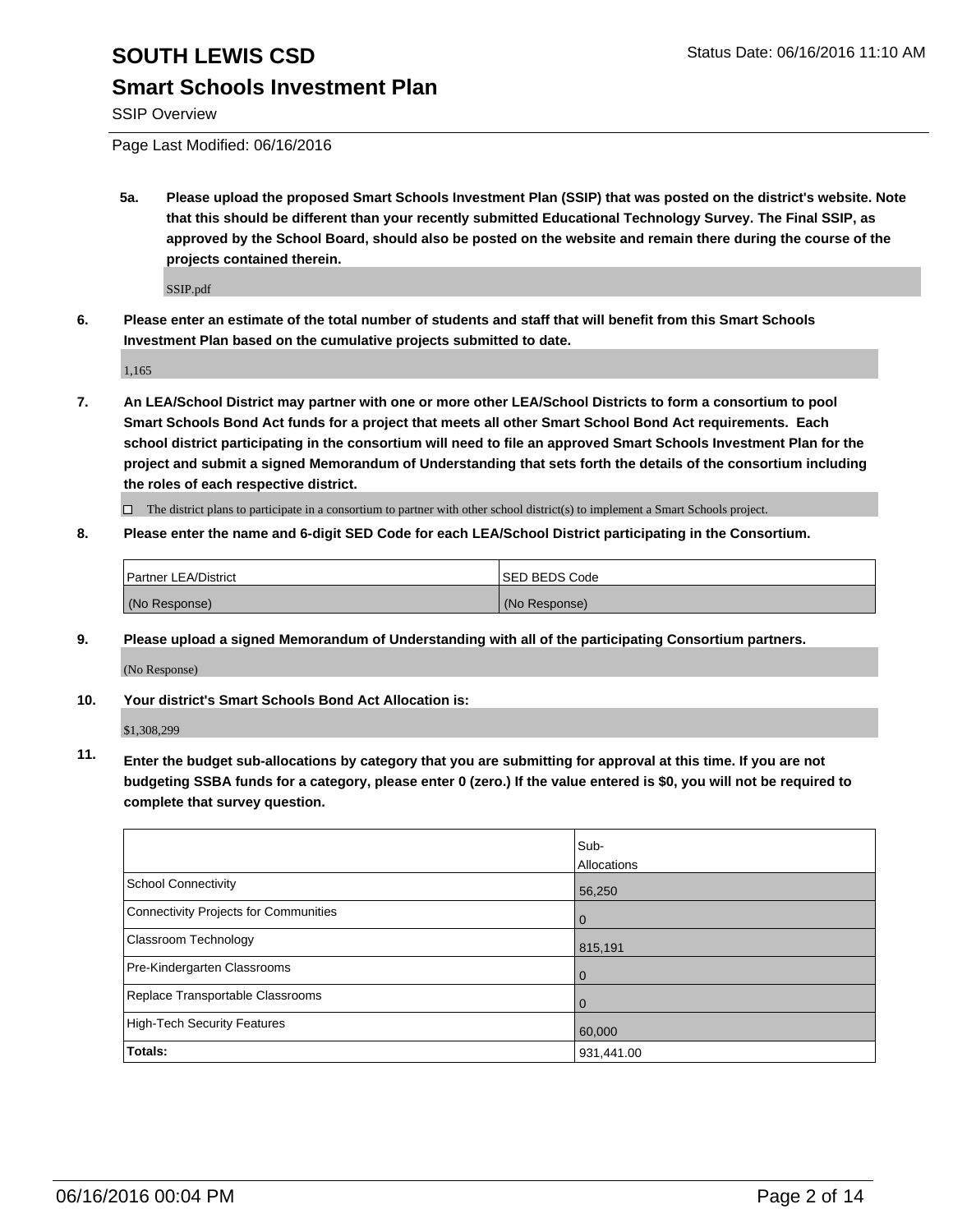# SOUTH LEWIS CSD

## Smart Schools Investment Plan

SSIP Overview

Page Last Modified: 06/16/2016

**5a. Please upload the proposed Smart Schools Investment Plan (SSIP) that was posted on the district's website. Note that this should be different than your recently submitted Educational Technology Survey. The Final SSIP, as approved by the School Board, should also be posted on the website and remain there during the course of the projects contained therein.**

SSIP.pdf

**6. Please enter an estimate of the total number of students and staff that will benefit from this Smart Schools Investment Plan based on the cumulative projects submitted to date.**

1,165

**7. An LEA/School District may partner with one or more other LEA/School Districts to form a consortium to pool Smart Schools Bond Act funds for a project that meets all other Smart School Bond Act requirements. Each school district participating in the consortium will need to file an approved Smart Schools Investment Plan for the project and submit a signed Memorandum of Understanding that sets forth the details of the consortium including the roles of each respective district.**

☐ The district plans to participate in a consortium to partner with other school district(s) to implement a Smart Schools project.

**8. Please enter the name and 6-digit SED Code for each LEA/School District participating in the Consortium.**

| Partner LEA/District | SED BEDS Code |
|---|---|
| (No Response) | (No Response) |

**9. Please upload a signed Memorandum of Understanding with all of the participating Consortium partners.**

(No Response)

**10. Your district's Smart Schools Bond Act Allocation is:**

$1,308,299

**11. Enter the budget sub-allocations by category that you are submitting for approval at this time. If you are not budgeting SSBA funds for a category, please enter 0 (zero.) If the value entered is $0, you will not be required to complete that survey question.**

| | Sub-Allocations |
|---|---|
| School Connectivity | 56,250 |
| Connectivity Projects for Communities | 0 |
| Classroom Technology | 815,191 |
| Pre-Kindergarten Classrooms | 0 |
| Replace Transportable Classrooms | 0 |
| High-Tech Security Features | 60,000 |
| **Totals:** | 931,441.00 |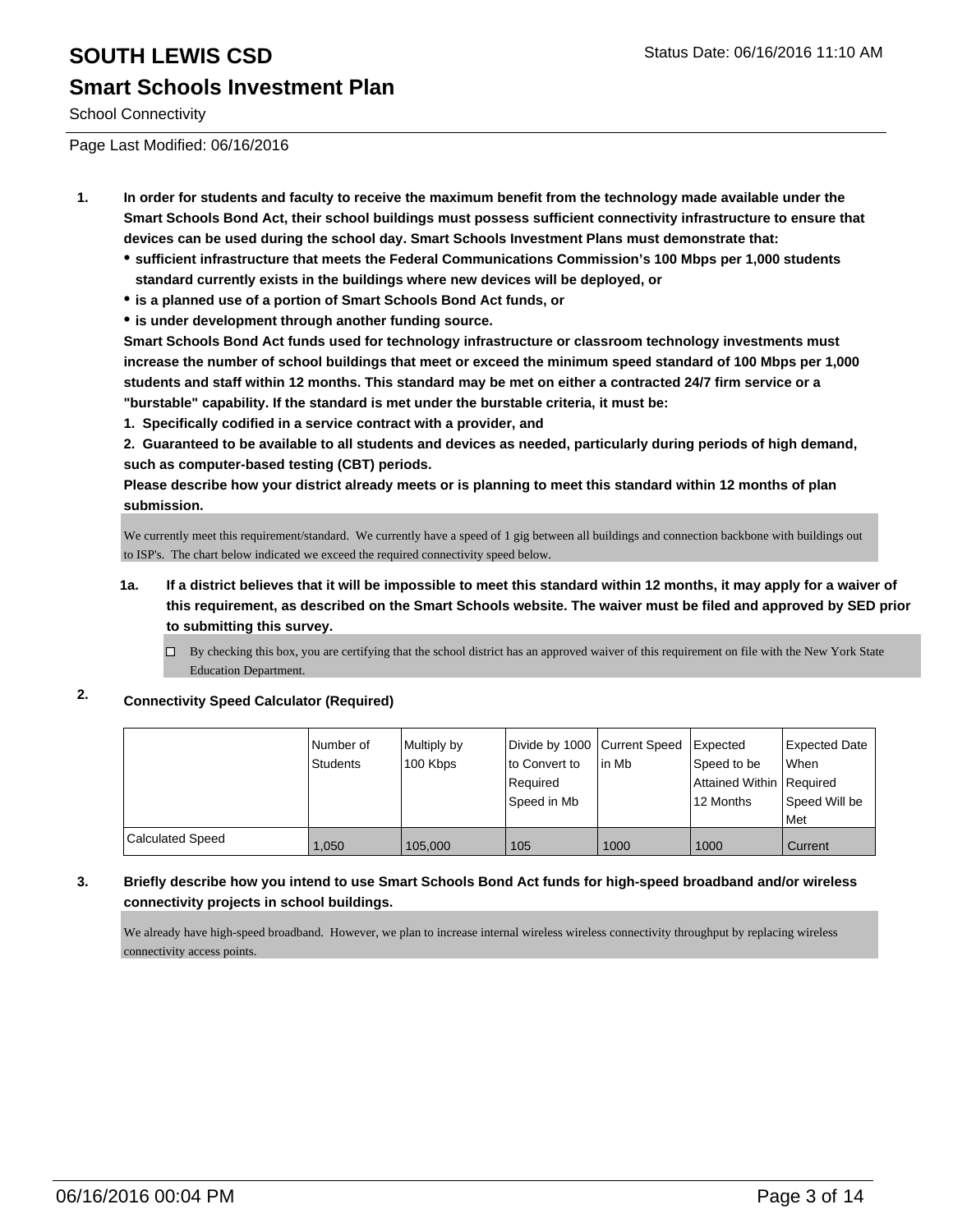# SOUTH LEWIS CSD

Status Date: 06/16/2016 11:10 AM

## Smart Schools Investment Plan

School Connectivity

Page Last Modified: 06/16/2016

1. **In order for students and faculty to receive the maximum benefit from the technology made available under the Smart Schools Bond Act, their school buildings must possess sufficient connectivity infrastructure to ensure that devices can be used during the school day. Smart Schools Investment Plans must demonstrate that:**
   - **sufficient infrastructure that meets the Federal Communications Commission's 100 Mbps per 1,000 students standard currently exists in the buildings where new devices will be deployed, or**
   - **is a planned use of a portion of Smart Schools Bond Act funds, or**
   - **is under development through another funding source.**

   **Smart Schools Bond Act funds used for technology infrastructure or classroom technology investments must increase the number of school buildings that meet or exceed the minimum speed standard of 100 Mbps per 1,000 students and staff within 12 months. This standard may be met on either a contracted 24/7 firm service or a "burstable" capability. If the standard is met under the burstable criteria, it must be:**

   **1. Specifically codified in a service contract with a provider, and**

   **2. Guaranteed to be available to all students and devices as needed, particularly during periods of high demand, such as computer-based testing (CBT) periods.**

   **Please describe how your district already meets or is planning to meet this standard within 12 months of plan submission.**

   We currently meet this requirement/standard. We currently have a speed of 1 gig between all buildings and connection backbone with buildings out to ISP's. The chart below indicated we exceed the required connectivity speed below.

   **1a. If a district believes that it will be impossible to meet this standard within 12 months, it may apply for a waiver of this requirement, as described on the Smart Schools website. The waiver must be filed and approved by SED prior to submitting this survey.**

   ☐ By checking this box, you are certifying that the school district has an approved waiver of this requirement on file with the New York State Education Department.

2. **Connectivity Speed Calculator (Required)**

| | Number of Students | Multiply by 100 Kbps | Divide by 1000 to Convert to Required Speed in Mb | Current Speed in Mb | Expected Speed to be Attained Within 12 Months | Expected Date When Required Speed Will be Met |
|---|---|---|---|---|---|---|
| Calculated Speed | 1,050 | 105,000 | 105 | 1000 | 1000 | Current |

3. **Briefly describe how you intend to use Smart Schools Bond Act funds for high-speed broadband and/or wireless connectivity projects in school buildings.**

   We already have high-speed broadband. However, we plan to increase internal wireless wireless connectivity throughput by replacing wireless connectivity access points.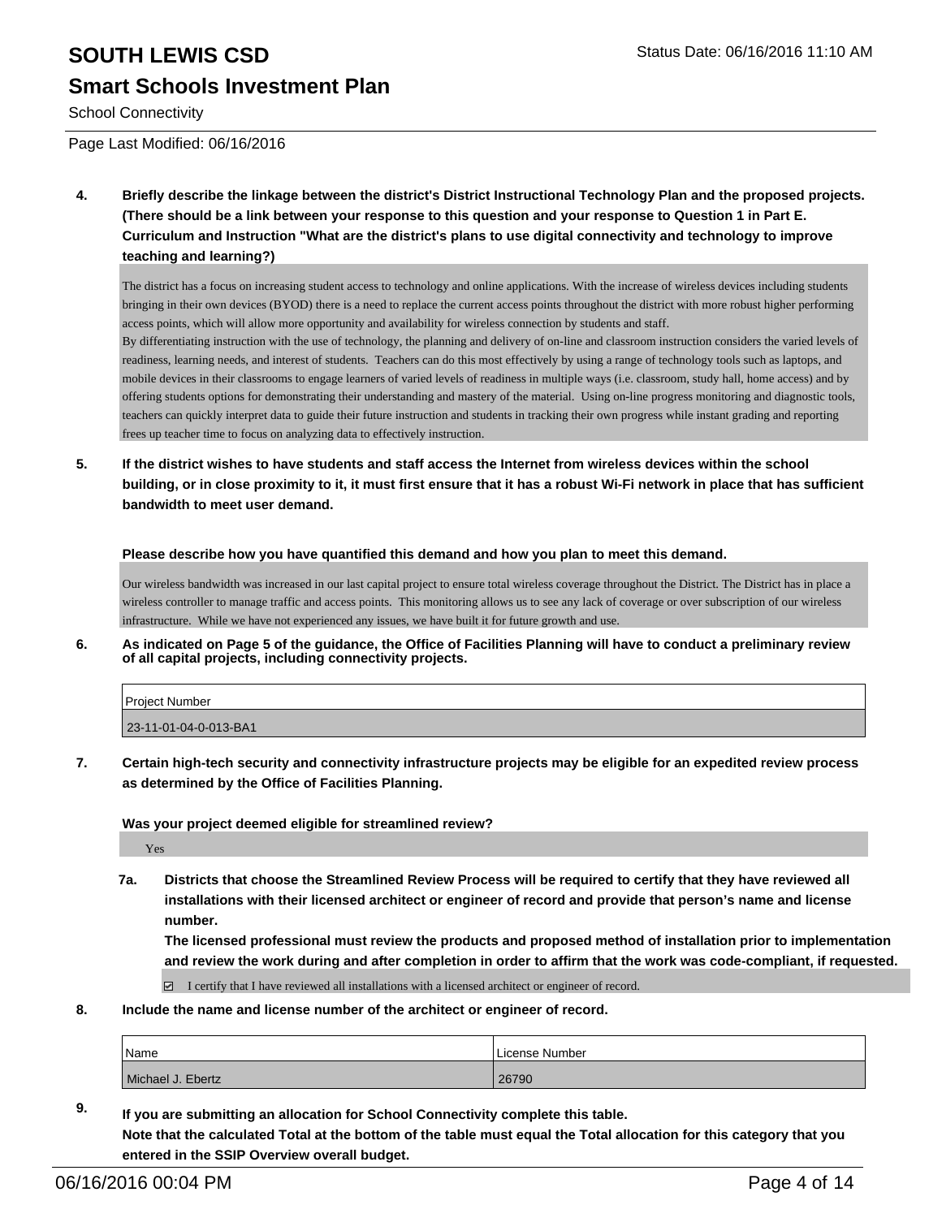4. **Briefly describe the linkage between the district's District Instructional Technology Plan and the proposed projects. (There should be a link between your response to this question and your response to Question 1 in Part E. Curriculum and Instruction "What are the district's plans to use digital connectivity and technology to improve teaching and learning?)**

The district has a focus on increasing student access to technology and online applications. With the increase of wireless devices including students bringing in their own devices (BYOD) there is a need to replace the current access points throughout the district with more robust higher performing access points, which will allow more opportunity and availability for wireless connection by students and staff.
By differentiating instruction with the use of technology, the planning and delivery of on-line and classroom instruction considers the varied levels of readiness, learning needs, and interest of students. Teachers can do this most effectively by using a range of technology tools such as laptops, and mobile devices in their classrooms to engage learners of varied levels of readiness in multiple ways (i.e. classroom, study hall, home access) and by offering students options for demonstrating their understanding and mastery of the material. Using on-line progress monitoring and diagnostic tools, teachers can quickly interpret data to guide their future instruction and students in tracking their own progress while instant grading and reporting frees up teacher time to focus on analyzing data to effectively instruction.

5. **If the district wishes to have students and staff access the Internet from wireless devices within the school building, or in close proximity to it, it must first ensure that it has a robust Wi-Fi network in place that has sufficient bandwidth to meet user demand.**

**Please describe how you have quantified this demand and how you plan to meet this demand.**

Our wireless bandwidth was increased in our last capital project to ensure total wireless coverage throughout the District. The District has in place a wireless controller to manage traffic and access points. This monitoring allows us to see any lack of coverage or over subscription of our wireless infrastructure. While we have not experienced any issues, we have built it for future growth and use.

6. **As indicated on Page 5 of the guidance, the Office of Facilities Planning will have to conduct a preliminary review of all capital projects, including connectivity projects.**

| Project Number |
| --- |
| 23-11-01-04-0-013-BA1 |

7. **Certain high-tech security and connectivity infrastructure projects may be eligible for an expedited review process as determined by the Office of Facilities Planning.**

**Was your project deemed eligible for streamlined review?**

Yes

7a. **Districts that choose the Streamlined Review Process will be required to certify that they have reviewed all installations with their licensed architect or engineer of record and provide that person's name and license number.**
**The licensed professional must review the products and proposed method of installation prior to implementation and review the work during and after completion in order to affirm that the work was code-compliant, if requested.**

☑ I certify that I have reviewed all installations with a licensed architect or engineer of record.

8. **Include the name and license number of the architect or engineer of record.**

| Name | License Number |
| --- | --- |
| Michael J. Ebertz | 26790 |

9. **If you are submitting an allocation for School Connectivity complete this table.**
**Note that the calculated Total at the bottom of the table must equal the Total allocation for this category that you entered in the SSIP Overview overall budget.**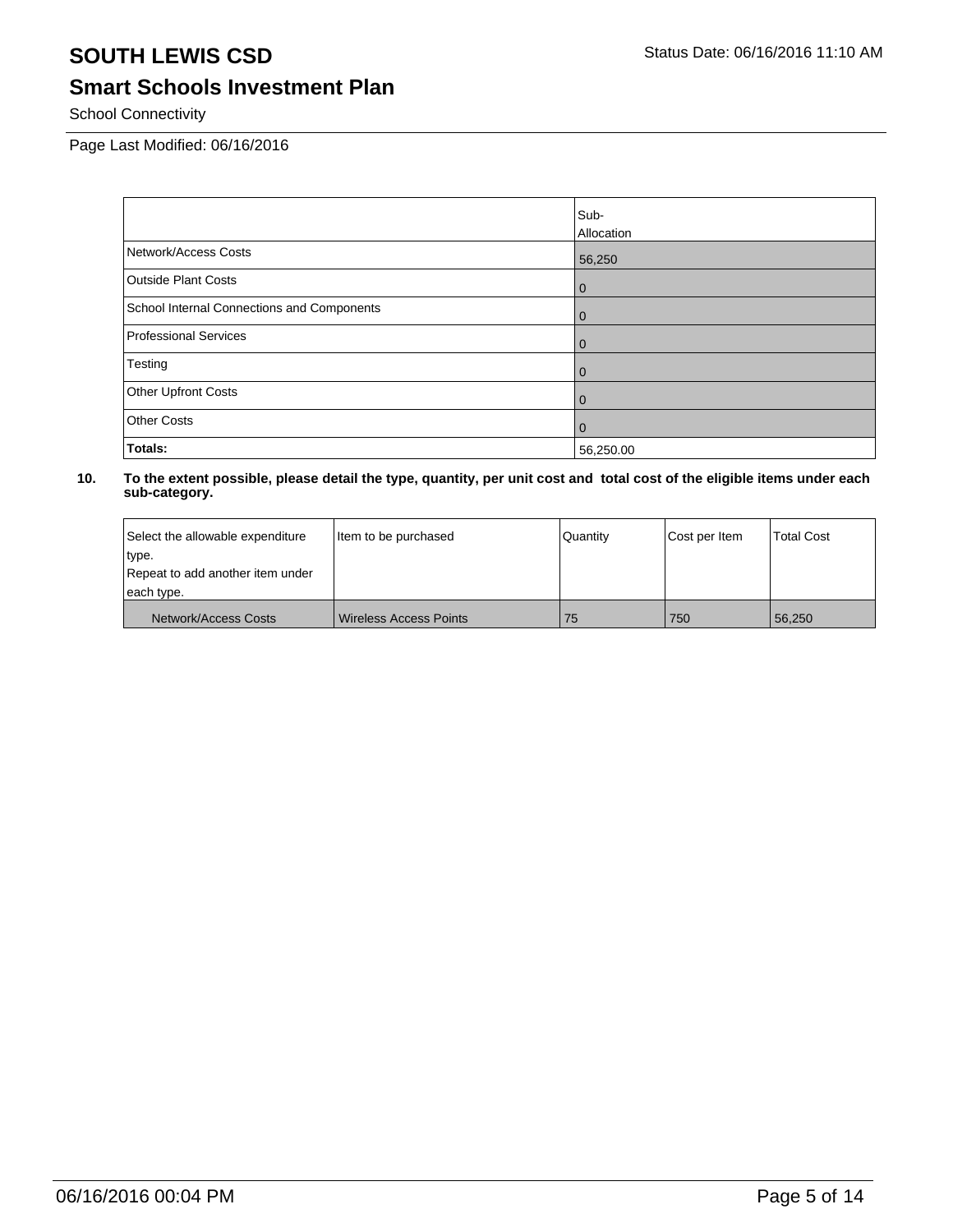# SOUTH LEWIS CSD

## Smart Schools Investment Plan

School Connectivity

Page Last Modified: 06/16/2016

| | Sub-Allocation |
|---|---|
| Network/Access Costs | 56,250 |
| Outside Plant Costs | 0 |
| School Internal Connections and Components | 0 |
| Professional Services | 0 |
| Testing | 0 |
| Other Upfront Costs | 0 |
| Other Costs | 0 |
| **Totals:** | 56,250.00 |

**10. To the extent possible, please detail the type, quantity, per unit cost and total cost of the eligible items under each sub-category.**

| Select the allowable expenditure type. Repeat to add another item under each type. | Item to be purchased | Quantity | Cost per Item | Total Cost |
|---|---|---|---|---|
| Network/Access Costs | Wireless Access Points | 75 | 750 | 56,250 |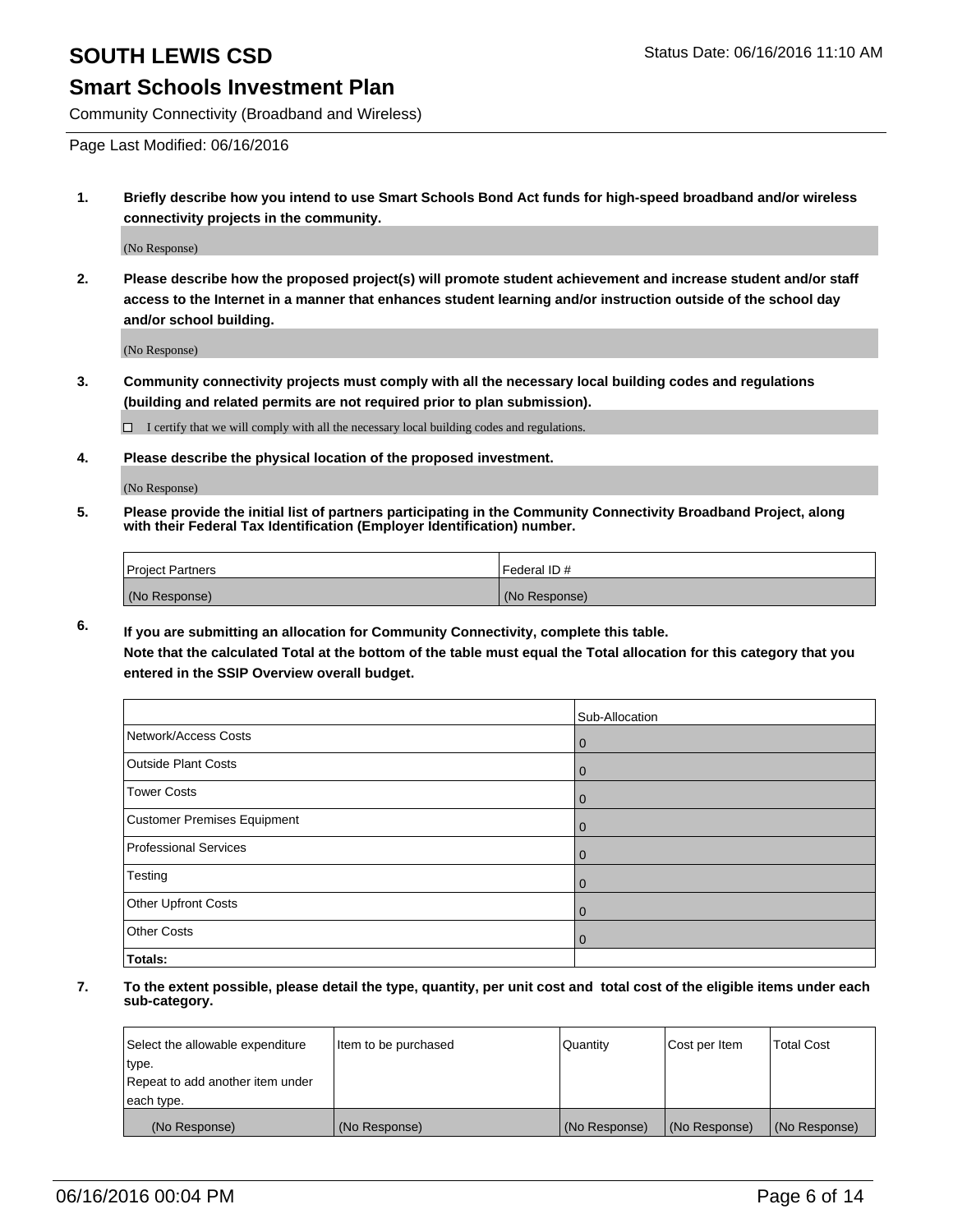# SOUTH LEWIS CSD

## Smart Schools Investment Plan

Community Connectivity (Broadband and Wireless)

Status Date: 06/16/2016 11:10 AM

Page Last Modified: 06/16/2016

**1. Briefly describe how you intend to use Smart Schools Bond Act funds for high-speed broadband and/or wireless connectivity projects in the community.**

(No Response)

**2. Please describe how the proposed project(s) will promote student achievement and increase student and/or staff access to the Internet in a manner that enhances student learning and/or instruction outside of the school day and/or school building.**

(No Response)

**3. Community connectivity projects must comply with all the necessary local building codes and regulations (building and related permits are not required prior to plan submission).**

☐ I certify that we will comply with all the necessary local building codes and regulations.

**4. Please describe the physical location of the proposed investment.**

(No Response)

**5. Please provide the initial list of partners participating in the Community Connectivity Broadband Project, along with their Federal Tax Identification (Employer Identification) number.**

| Project Partners | Federal ID # |
|---|---|
| (No Response) | (No Response) |

**6. If you are submitting an allocation for Community Connectivity, complete this table. Note that the calculated Total at the bottom of the table must equal the Total allocation for this category that you entered in the SSIP Overview overall budget.**

| | Sub-Allocation |
|---|---|
| Network/Access Costs | 0 |
| Outside Plant Costs | 0 |
| Tower Costs | 0 |
| Customer Premises Equipment | 0 |
| Professional Services | 0 |
| Testing | 0 |
| Other Upfront Costs | 0 |
| Other Costs | 0 |
| **Totals:** | |

**7. To the extent possible, please detail the type, quantity, per unit cost and total cost of the eligible items under each sub-category.**

| Select the allowable expenditure type. Repeat to add another item under each type. | Item to be purchased | Quantity | Cost per Item | Total Cost |
|---|---|---|---|---|
| (No Response) | (No Response) | (No Response) | (No Response) | (No Response) |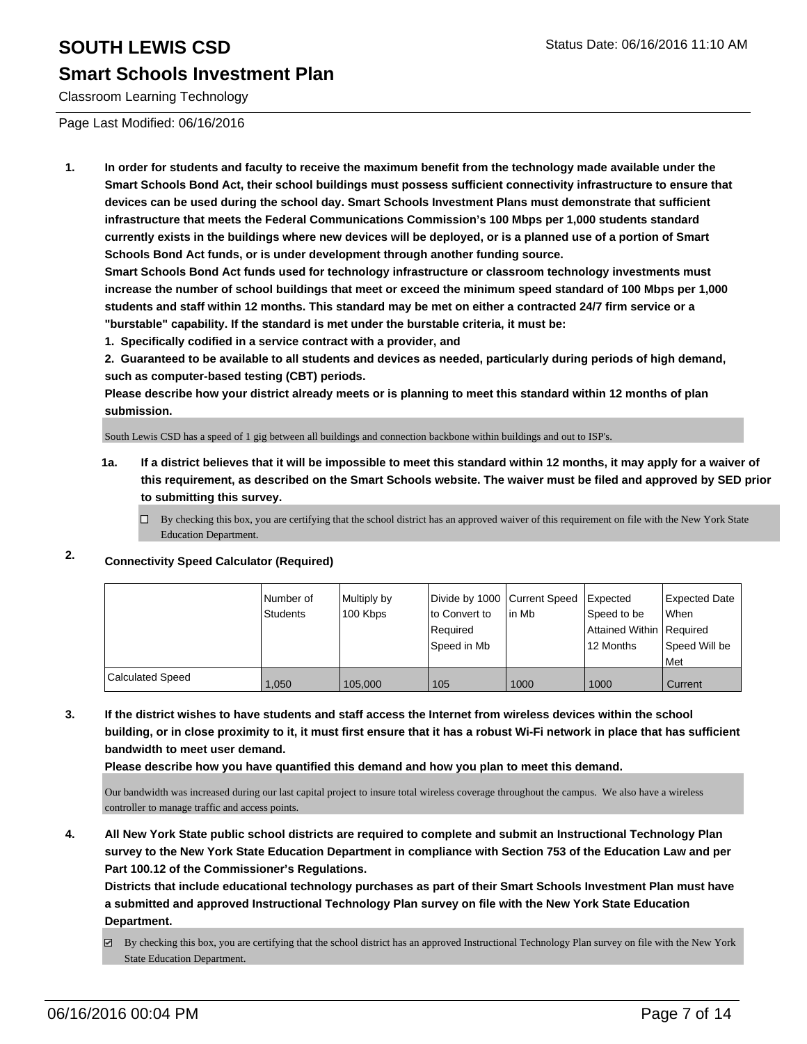# SOUTH LEWIS CSD

Status Date: 06/16/2016 11:10 AM

## Smart Schools Investment Plan

Classroom Learning Technology

Page Last Modified: 06/16/2016

1. **In order for students and faculty to receive the maximum benefit from the technology made available under the Smart Schools Bond Act, their school buildings must possess sufficient connectivity infrastructure to ensure that devices can be used during the school day. Smart Schools Investment Plans must demonstrate that sufficient infrastructure that meets the Federal Communications Commission's 100 Mbps per 1,000 students standard currently exists in the buildings where new devices will be deployed, or is a planned use of a portion of Smart Schools Bond Act funds, or is under development through another funding source.**

   **Smart Schools Bond Act funds used for technology infrastructure or classroom technology investments must increase the number of school buildings that meet or exceed the minimum speed standard of 100 Mbps per 1,000 students and staff within 12 months. This standard may be met on either a contracted 24/7 firm service or a "burstable" capability. If the standard is met under the burstable criteria, it must be:**

   **1. Specifically codified in a service contract with a provider, and**

   **2. Guaranteed to be available to all students and devices as needed, particularly during periods of high demand, such as computer-based testing (CBT) periods.**

   **Please describe how your district already meets or is planning to meet this standard within 12 months of plan submission.**

   South Lewis CSD has a speed of 1 gig between all buildings and connection backbone within buildings and out to ISP's.

   **1a. If a district believes that it will be impossible to meet this standard within 12 months, it may apply for a waiver of this requirement, as described on the Smart Schools website. The waiver must be filed and approved by SED prior to submitting this survey.**

   ☐ By checking this box, you are certifying that the school district has an approved waiver of this requirement on file with the New York State Education Department.

2. **Connectivity Speed Calculator (Required)**

| | Number of Students | Multiply by 100 Kbps | Divide by 1000 to Convert to Required Speed in Mb | Current Speed in Mb | Expected Speed to be Attained Within 12 Months | Expected Date When Required Speed Will be Met |
|---|---|---|---|---|---|---|
| Calculated Speed | 1,050 | 105,000 | 105 | 1000 | 1000 | Current |

3. **If the district wishes to have students and staff access the Internet from wireless devices within the school building, or in close proximity to it, it must first ensure that it has a robust Wi-Fi network in place that has sufficient bandwidth to meet user demand.**

   **Please describe how you have quantified this demand and how you plan to meet this demand.**

   Our bandwidth was increased during our last capital project to insure total wireless coverage throughout the campus. We also have a wireless controller to manage traffic and access points.

4. **All New York State public school districts are required to complete and submit an Instructional Technology Plan survey to the New York State Education Department in compliance with Section 753 of the Education Law and per Part 100.12 of the Commissioner's Regulations.**

   **Districts that include educational technology purchases as part of their Smart Schools Investment Plan must have a submitted and approved Instructional Technology Plan survey on file with the New York State Education Department.**

   ☑ By checking this box, you are certifying that the school district has an approved Instructional Technology Plan survey on file with the New York State Education Department.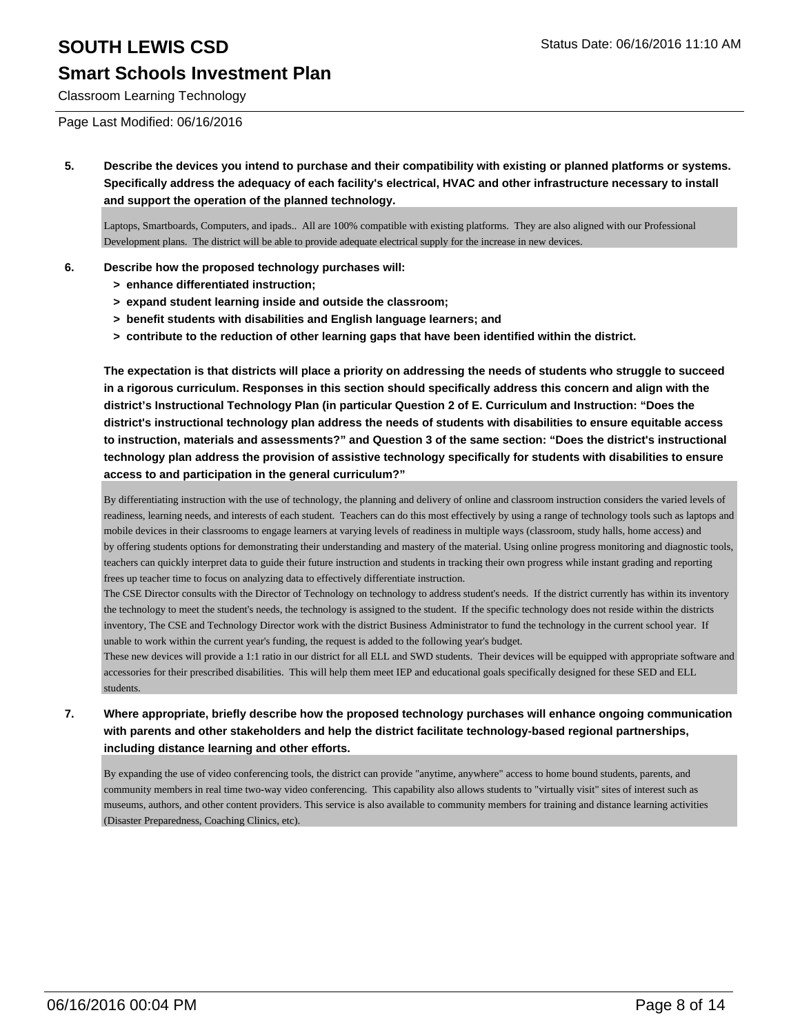# SOUTH LEWIS CSD

## Smart Schools Investment Plan

Classroom Learning Technology

Status Date: 06/16/2016 11:10 AM

Page Last Modified: 06/16/2016

**5. Describe the devices you intend to purchase and their compatibility with existing or planned platforms or systems. Specifically address the adequacy of each facility's electrical, HVAC and other infrastructure necessary to install and support the operation of the planned technology.**

Laptops, Smartboards, Computers, and ipads.. All are 100% compatible with existing platforms. They are also aligned with our Professional Development plans. The district will be able to provide adequate electrical supply for the increase in new devices.

**6. Describe how the proposed technology purchases will:**

- **> enhance differentiated instruction;**
- **> expand student learning inside and outside the classroom;**
- **> benefit students with disabilities and English language learners; and**
- **> contribute to the reduction of other learning gaps that have been identified within the district.**

**The expectation is that districts will place a priority on addressing the needs of students who struggle to succeed in a rigorous curriculum. Responses in this section should specifically address this concern and align with the district's Instructional Technology Plan (in particular Question 2 of E. Curriculum and Instruction: "Does the district's instructional technology plan address the needs of students with disabilities to ensure equitable access to instruction, materials and assessments?" and Question 3 of the same section: "Does the district's instructional technology plan address the provision of assistive technology specifically for students with disabilities to ensure access to and participation in the general curriculum?"**

By differentiating instruction with the use of technology, the planning and delivery of online and classroom instruction considers the varied levels of readiness, learning needs, and interests of each student. Teachers can do this most effectively by using a range of technology tools such as laptops and mobile devices in their classrooms to engage learners at varying levels of readiness in multiple ways (classroom, study halls, home access) and by offering students options for demonstrating their understanding and mastery of the material. Using online progress monitoring and diagnostic tools, teachers can quickly interpret data to guide their future instruction and students in tracking their own progress while instant grading and reporting frees up teacher time to focus on analyzing data to effectively differentiate instruction.
The CSE Director consults with the Director of Technology on technology to address student's needs. If the district currently has within its inventory the technology to meet the student's needs, the technology is assigned to the student. If the specific technology does not reside within the districts inventory, The CSE and Technology Director work with the district Business Administrator to fund the technology in the current school year. If unable to work within the current year's funding, the request is added to the following year's budget.
These new devices will provide a 1:1 ratio in our district for all ELL and SWD students. Their devices will be equipped with appropriate software and accessories for their prescribed disabilities. This will help them meet IEP and educational goals specifically designed for these SED and ELL students.

**7. Where appropriate, briefly describe how the proposed technology purchases will enhance ongoing communication with parents and other stakeholders and help the district facilitate technology-based regional partnerships, including distance learning and other efforts.**

By expanding the use of video conferencing tools, the district can provide "anytime, anywhere" access to home bound students, parents, and community members in real time two-way video conferencing. This capability also allows students to "virtually visit" sites of interest such as museums, authors, and other content providers. This service is also available to community members for training and distance learning activities (Disaster Preparedness, Coaching Clinics, etc).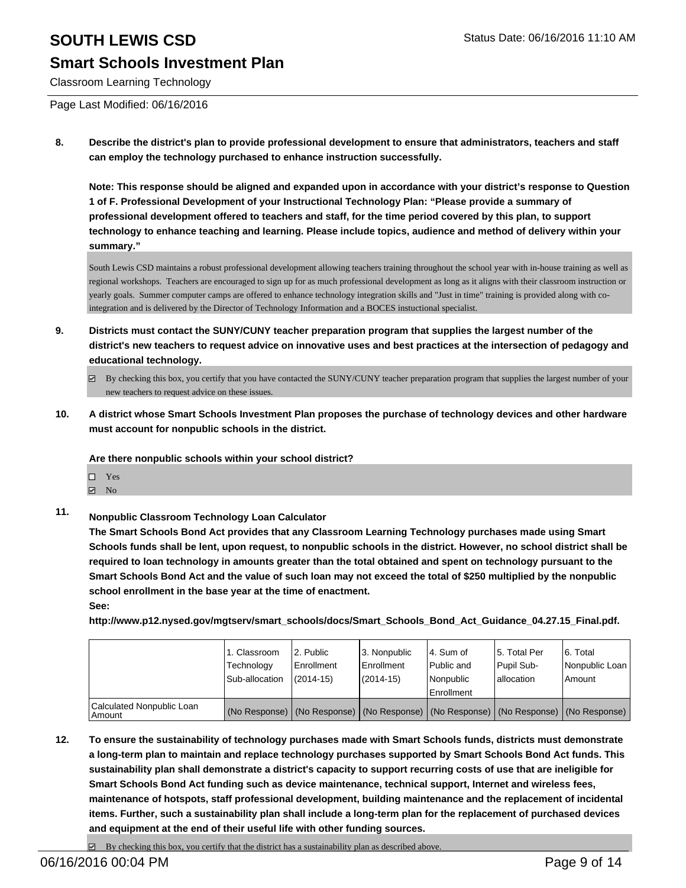**8. Describe the district's plan to provide professional development to ensure that administrators, teachers and staff can employ the technology purchased to enhance instruction successfully.**

**Note: This response should be aligned and expanded upon in accordance with your district's response to Question 1 of F. Professional Development of your Instructional Technology Plan: "Please provide a summary of professional development offered to teachers and staff, for the time period covered by this plan, to support technology to enhance teaching and learning. Please include topics, audience and method of delivery within your summary."**

South Lewis CSD maintains a robust professional development allowing teachers training throughout the school year with in-house training as well as regional workshops. Teachers are encouraged to sign up for as much professional development as long as it aligns with their classroom instruction or yearly goals. Summer computer camps are offered to enhance technology integration skills and "Just in time" training is provided along with co-integration and is delivered by the Director of Technology Information and a BOCES instuctional specialist.

**9. Districts must contact the SUNY/CUNY teacher preparation program that supplies the largest number of the district's new teachers to request advice on innovative uses and best practices at the intersection of pedagogy and educational technology.**

☑ By checking this box, you certify that you have contacted the SUNY/CUNY teacher preparation program that supplies the largest number of your new teachers to request advice on these issues.

**10. A district whose Smart Schools Investment Plan proposes the purchase of technology devices and other hardware must account for nonpublic schools in the district.**

**Are there nonpublic schools within your school district?**

☐ Yes
☑ No

**11. Nonpublic Classroom Technology Loan Calculator**

**The Smart Schools Bond Act provides that any Classroom Learning Technology purchases made using Smart Schools funds shall be lent, upon request, to nonpublic schools in the district. However, no school district shall be required to loan technology in amounts greater than the total obtained and spent on technology pursuant to the Smart Schools Bond Act and the value of such loan may not exceed the total of $250 multiplied by the nonpublic school enrollment in the base year at the time of enactment.**

**See:**

**http://www.p12.nysed.gov/mgtserv/smart_schools/docs/Smart_Schools_Bond_Act_Guidance_04.27.15_Final.pdf.**

| | 1. Classroom Technology Sub-allocation | 2. Public Enrollment (2014-15) | 3. Nonpublic Enrollment (2014-15) | 4. Sum of Public and Nonpublic Enrollment | 5. Total Per Pupil Sub-allocation | 6. Total Nonpublic Loan Amount |
|---|---|---|---|---|---|---|
| Calculated Nonpublic Loan Amount | (No Response) | (No Response) | (No Response) | (No Response) | (No Response) | (No Response) |

**12. To ensure the sustainability of technology purchases made with Smart Schools funds, districts must demonstrate a long-term plan to maintain and replace technology purchases supported by Smart Schools Bond Act funds. This sustainability plan shall demonstrate a district's capacity to support recurring costs of use that are ineligible for Smart Schools Bond Act funding such as device maintenance, technical support, Internet and wireless fees, maintenance of hotspots, staff professional development, building maintenance and the replacement of incidental items. Further, such a sustainability plan shall include a long-term plan for the replacement of purchased devices and equipment at the end of their useful life with other funding sources.**

☑ By checking this box, you certify that the district has a sustainability plan as described above.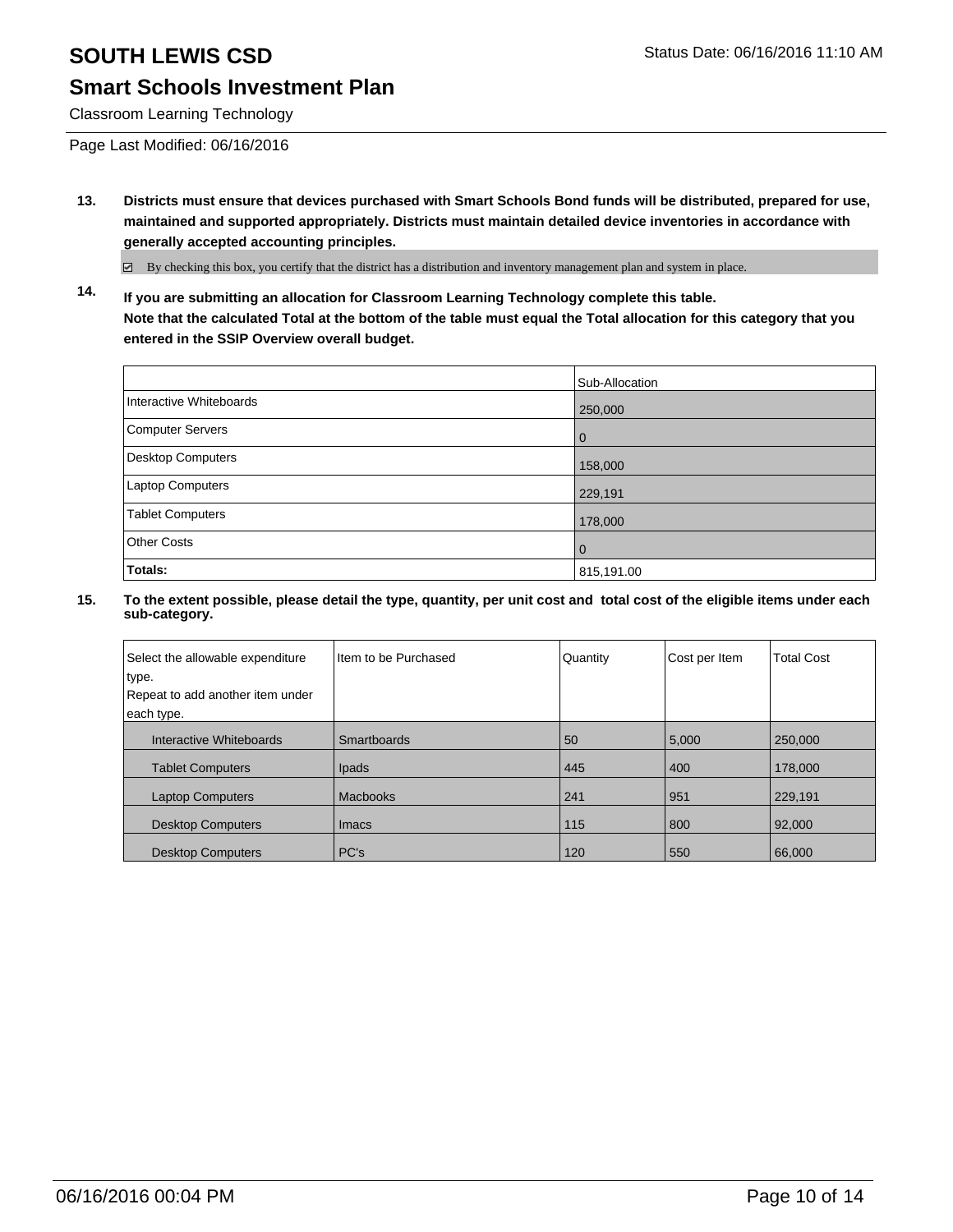# SOUTH LEWIS CSD

## Smart Schools Investment Plan

Classroom Learning Technology

Page Last Modified: 06/16/2016

**13. Districts must ensure that devices purchased with Smart Schools Bond funds will be distributed, prepared for use, maintained and supported appropriately. Districts must maintain detailed device inventories in accordance with generally accepted accounting principles.**

☑ By checking this box, you certify that the district has a distribution and inventory management plan and system in place.

**14. If you are submitting an allocation for Classroom Learning Technology complete this table. Note that the calculated Total at the bottom of the table must equal the Total allocation for this category that you entered in the SSIP Overview overall budget.**

| | Sub-Allocation |
|---|---|
| Interactive Whiteboards | 250,000 |
| Computer Servers | 0 |
| Desktop Computers | 158,000 |
| Laptop Computers | 229,191 |
| Tablet Computers | 178,000 |
| Other Costs | 0 |
| **Totals:** | 815,191.00 |

**15. To the extent possible, please detail the type, quantity, per unit cost and total cost of the eligible items under each sub-category.**

| Select the allowable expenditure type. Repeat to add another item under each type. | Item to be Purchased | Quantity | Cost per Item | Total Cost |
|---|---|---|---|---|
| Interactive Whiteboards | Smartboards | 50 | 5,000 | 250,000 |
| Tablet Computers | Ipads | 445 | 400 | 178,000 |
| Laptop Computers | Macbooks | 241 | 951 | 229,191 |
| Desktop Computers | Imacs | 115 | 800 | 92,000 |
| Desktop Computers | PC's | 120 | 550 | 66,000 |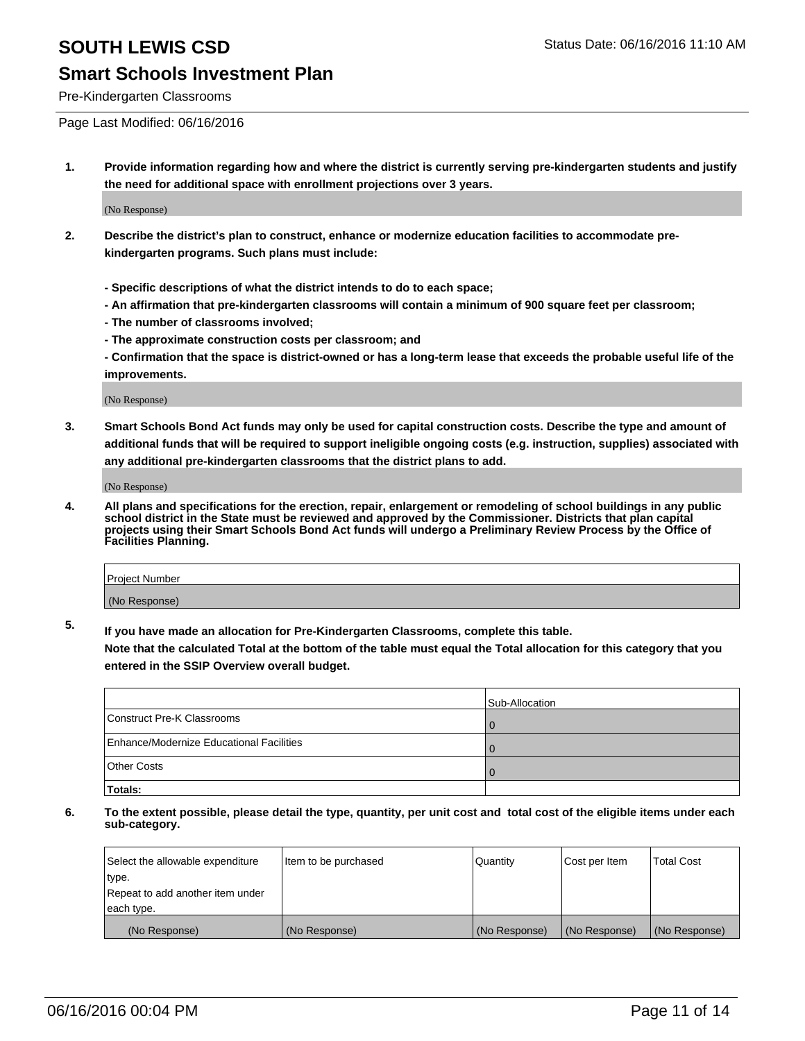# SOUTH LEWIS CSD

Status Date: 06/16/2016 11:10 AM

## Smart Schools Investment Plan

Pre-Kindergarten Classrooms

Page Last Modified: 06/16/2016

**1. Provide information regarding how and where the district is currently serving pre-kindergarten students and justify the need for additional space with enrollment projections over 3 years.**

(No Response)

**2. Describe the district's plan to construct, enhance or modernize education facilities to accommodate pre-kindergarten programs. Such plans must include:**

**- Specific descriptions of what the district intends to do to each space;**

**- An affirmation that pre-kindergarten classrooms will contain a minimum of 900 square feet per classroom;**

**- The number of classrooms involved;**

**- The approximate construction costs per classroom; and**

**- Confirmation that the space is district-owned or has a long-term lease that exceeds the probable useful life of the improvements.**

(No Response)

**3. Smart Schools Bond Act funds may only be used for capital construction costs. Describe the type and amount of additional funds that will be required to support ineligible ongoing costs (e.g. instruction, supplies) associated with any additional pre-kindergarten classrooms that the district plans to add.**

(No Response)

**4. All plans and specifications for the erection, repair, enlargement or remodeling of school buildings in any public school district in the State must be reviewed and approved by the Commissioner. Districts that plan capital projects using their Smart Schools Bond Act funds will undergo a Preliminary Review Process by the Office of Facilities Planning.**

| Project Number |
|---|
| (No Response) |

**5. If you have made an allocation for Pre-Kindergarten Classrooms, complete this table.**

**Note that the calculated Total at the bottom of the table must equal the Total allocation for this category that you entered in the SSIP Overview overall budget.**

| | Sub-Allocation |
|---|---|
| Construct Pre-K Classrooms | 0 |
| Enhance/Modernize Educational Facilities | 0 |
| Other Costs | 0 |
| **Totals:** | |

**6. To the extent possible, please detail the type, quantity, per unit cost and total cost of the eligible items under each sub-category.**

| Select the allowable expenditure type. Repeat to add another item under each type. | Item to be purchased | Quantity | Cost per Item | Total Cost |
|---|---|---|---|---|
| (No Response) | (No Response) | (No Response) | (No Response) | (No Response) |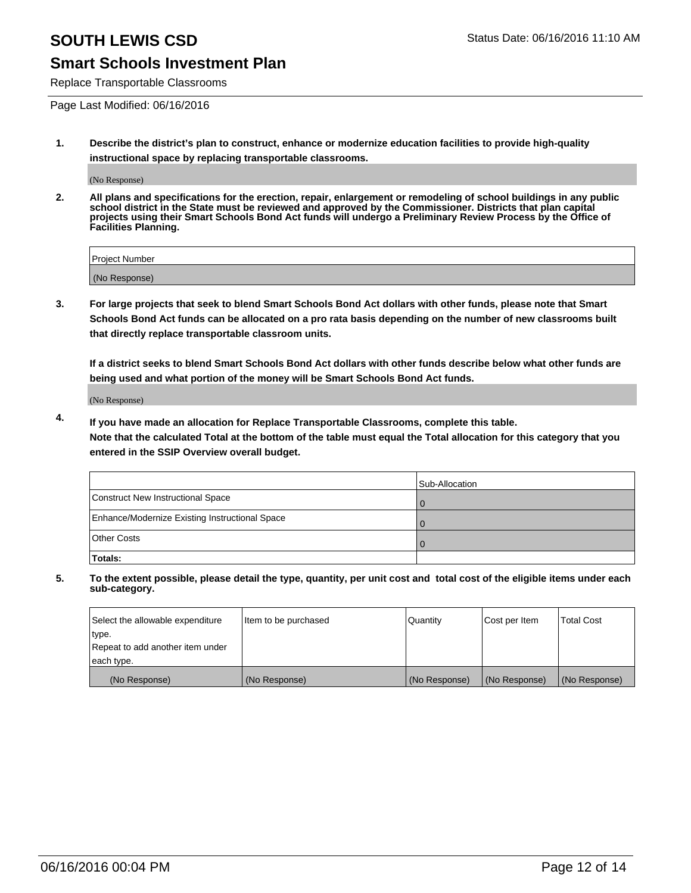# SOUTH LEWIS CSD

Status Date: 06/16/2016 11:10 AM

## Smart Schools Investment Plan

Replace Transportable Classrooms

Page Last Modified: 06/16/2016

**1. Describe the district's plan to construct, enhance or modernize education facilities to provide high-quality instructional space by replacing transportable classrooms.**

(No Response)

**2. All plans and specifications for the erection, repair, enlargement or remodeling of school buildings in any public school district in the State must be reviewed and approved by the Commissioner. Districts that plan capital projects using their Smart Schools Bond Act funds will undergo a Preliminary Review Process by the Office of Facilities Planning.**

| Project Number |
|---|
| (No Response) |

**3. For large projects that seek to blend Smart Schools Bond Act dollars with other funds, please note that Smart Schools Bond Act funds can be allocated on a pro rata basis depending on the number of new classrooms built that directly replace transportable classroom units.**

**If a district seeks to blend Smart Schools Bond Act dollars with other funds describe below what other funds are being used and what portion of the money will be Smart Schools Bond Act funds.**

(No Response)

**4. If you have made an allocation for Replace Transportable Classrooms, complete this table. Note that the calculated Total at the bottom of the table must equal the Total allocation for this category that you entered in the SSIP Overview overall budget.**

| | Sub-Allocation |
|---|---|
| Construct New Instructional Space | 0 |
| Enhance/Modernize Existing Instructional Space | 0 |
| Other Costs | 0 |
| **Totals:** | |

**5. To the extent possible, please detail the type, quantity, per unit cost and total cost of the eligible items under each sub-category.**

| Select the allowable expenditure type. Repeat to add another item under each type. | Item to be purchased | Quantity | Cost per Item | Total Cost |
|---|---|---|---|---|
| (No Response) | (No Response) | (No Response) | (No Response) | (No Response) |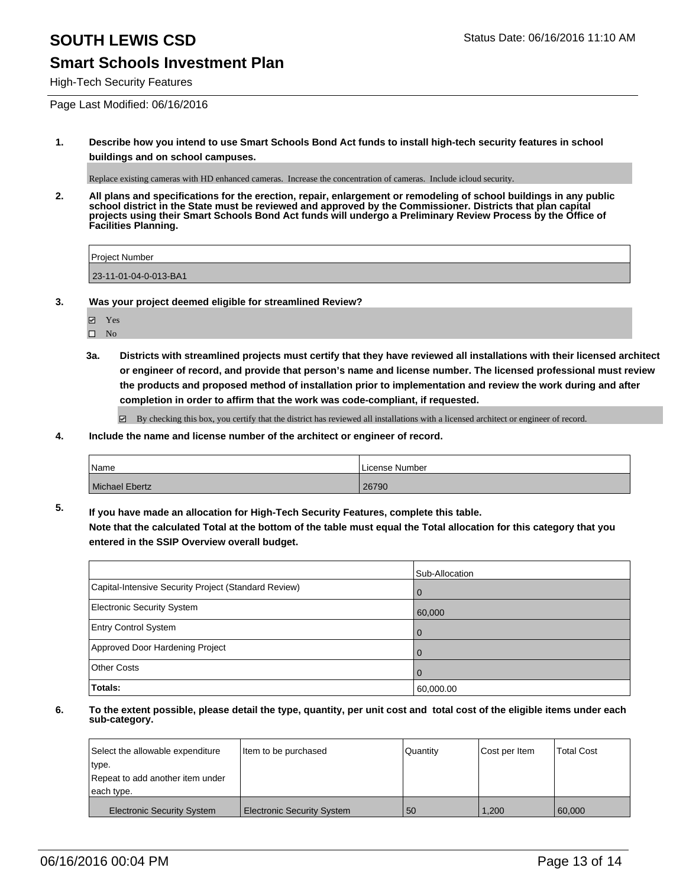# SOUTH LEWIS CSD

Status Date: 06/16/2016 11:10 AM

## Smart Schools Investment Plan

High-Tech Security Features

Page Last Modified: 06/16/2016

**1. Describe how you intend to use Smart Schools Bond Act funds to install high-tech security features in school buildings and on school campuses.**

Replace existing cameras with HD enhanced cameras. Increase the concentration of cameras. Include icloud security.

**2. All plans and specifications for the erection, repair, enlargement or remodeling of school buildings in any public school district in the State must be reviewed and approved by the Commissioner. Districts that plan capital projects using their Smart Schools Bond Act funds will undergo a Preliminary Review Process by the Office of Facilities Planning.**

| Project Number |
|---|
| 23-11-01-04-0-013-BA1 |

**3. Was your project deemed eligible for streamlined Review?**

- ☑ Yes
- ☐ No

**3a. Districts with streamlined projects must certify that they have reviewed all installations with their licensed architect or engineer of record, and provide that person's name and license number. The licensed professional must review the products and proposed method of installation prior to implementation and review the work during and after completion in order to affirm that the work was code-compliant, if requested.**

- ☑ By checking this box, you certify that the district has reviewed all installations with a licensed architect or engineer of record.

**4. Include the name and license number of the architect or engineer of record.**

| Name | License Number |
|---|---|
| Michael Ebertz | 26790 |

**5. If you have made an allocation for High-Tech Security Features, complete this table.**
**Note that the calculated Total at the bottom of the table must equal the Total allocation for this category that you entered in the SSIP Overview overall budget.**

| | Sub-Allocation |
|---|---|
| Capital-Intensive Security Project (Standard Review) | 0 |
| Electronic Security System | 60,000 |
| Entry Control System | 0 |
| Approved Door Hardening Project | 0 |
| Other Costs | 0 |
| **Totals:** | 60,000.00 |

**6. To the extent possible, please detail the type, quantity, per unit cost and total cost of the eligible items under each sub-category.**

| Select the allowable expenditure type. Repeat to add another item under each type. | Item to be purchased | Quantity | Cost per Item | Total Cost |
|---|---|---|---|---|
| Electronic Security System | Electronic Security System | 50 | 1,200 | 60,000 |